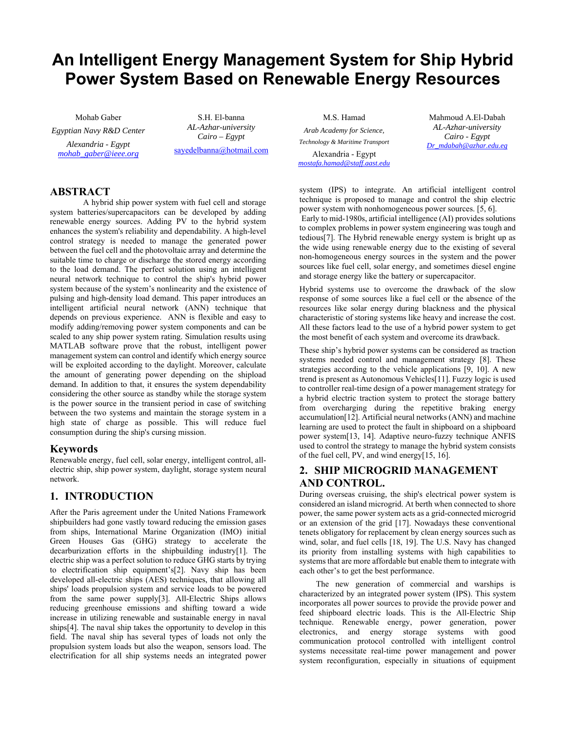# An Intelligent Energy Management System for Ship Hybrid Power System Based on Renewable Energy Resources

Mohab Gaber
*Egyptian Navy R&D Center*
*Alexandria - Egypt*
*mohab_gaber@ieee.org*

S.H. El-banna
*AL-Azhar-university*
*Cairo – Egypt*
sayedelbanna@hotmail.com

M.S. Hamad
*Arab Academy for Science, Technology & Maritime Transport*
Alexandria - Egypt
*mostafa.hamad@staff.aast.edu*

Mahmoud A.El-Dabah
*AL-Azhar-university*
*Cairo - Egypt*
*Dr_mdabah@azhar.edu.eg*

## ABSTRACT

A hybrid ship power system with fuel cell and storage system batteries/supercapacitors can be developed by adding renewable energy sources. Adding PV to the hybrid system enhances the system's reliability and dependability. A high-level control strategy is needed to manage the generated power between the fuel cell and the photovoltaic array and determine the suitable time to charge or discharge the stored energy according to the load demand. The perfect solution using an intelligent neural network technique to control the ship's hybrid power system because of the system's nonlinearity and the existence of pulsing and high-density load demand. This paper introduces an intelligent artificial neural network (ANN) technique that depends on previous experience. ANN is flexible and easy to modify adding/removing power system components and can be scaled to any ship power system rating. Simulation results using MATLAB software prove that the robust, intelligent power management system can control and identify which energy source will be exploited according to the daylight. Moreover, calculate the amount of generating power depending on the shipload demand. In addition to that, it ensures the system dependability considering the other source as standby while the storage system is the power source in the transient period in case of switching between the two systems and maintain the storage system in a high state of charge as possible. This will reduce fuel consumption during the ship's cursing mission.

## Keywords

Renewable energy, fuel cell, solar energy, intelligent control, all-electric ship, ship power system, daylight, storage system neural network.

## 1. INTRODUCTION

After the Paris agreement under the United Nations Framework shipbuilders had gone vastly toward reducing the emission gases from ships, International Marine Organization (IMO) initial Green Houses Gas (GHG) strategy to accelerate the decarburization efforts in the shipbuilding industry[1]. The electric ship was a perfect solution to reduce GHG starts by trying to electrification ship equipment's[2]. Navy ship has been developed all-electric ships (AES) techniques, that allowing all ships' loads propulsion system and service loads to be powered from the same power supply[3]. All-Electric Ships allows reducing greenhouse emissions and shifting toward a wide increase in utilizing renewable and sustainable energy in naval ships[4]. The naval ship takes the opportunity to develop in this field. The naval ship has several types of loads not only the propulsion system loads but also the weapon, sensors load. The electrification for all ship systems needs an integrated power system (IPS) to integrate. An artificial intelligent control technique is proposed to manage and control the ship electric power system with nonhomogeneous power sources. [5, 6].

Early to mid-1980s, artificial intelligence (AI) provides solutions to complex problems in power system engineering was tough and tedious[7]. The Hybrid renewable energy system is bright up as the wide using renewable energy due to the existing of several non-homogeneous energy sources in the system and the power sources like fuel cell, solar energy, and sometimes diesel engine and storage energy like the battery or supercapacitor.

Hybrid systems use to overcome the drawback of the slow response of some sources like a fuel cell or the absence of the resources like solar energy during blackness and the physical characteristic of storing systems like heavy and increase the cost. All these factors lead to the use of a hybrid power system to get the most benefit of each system and overcome its drawback.

These ship's hybrid power systems can be considered as traction systems needed control and management strategy [8]. These strategies according to the vehicle applications [9, 10]. A new trend is present as Autonomous Vehicles[11]. Fuzzy logic is used to controller real-time design of a power management strategy for a hybrid electric traction system to protect the storage battery from overcharging during the repetitive braking energy accumulation[12]. Artificial neural networks (ANN) and machine learning are used to protect the fault in shipboard on a shipboard power system[13, 14]. Adaptive neuro-fuzzy technique ANFIS used to control the strategy to manage the hybrid system consists of the fuel cell, PV, and wind energy[15, 16].

## 2. SHIP MICROGRID MANAGEMENT AND CONTROL.

During overseas cruising, the ship's electrical power system is considered an island microgrid. At berth when connected to shore power, the same power system acts as a grid-connected microgrid or an extension of the grid [17]. Nowadays these conventional tenets obligatory for replacement by clean energy sources such as wind, solar, and fuel cells [18, 19]. The U.S. Navy has changed its priority from installing systems with high capabilities to systems that are more affordable but enable them to integrate with each other's to get the best performance.

The new generation of commercial and warships is characterized by an integrated power system (IPS). This system incorporates all power sources to provide the provide power and feed shipboard electric loads. This is the All-Electric Ship technique. Renewable energy, power generation, power electronics, and energy storage systems with good communication protocol controlled with intelligent control systems necessitate real-time power management and power system reconfiguration, especially in situations of equipment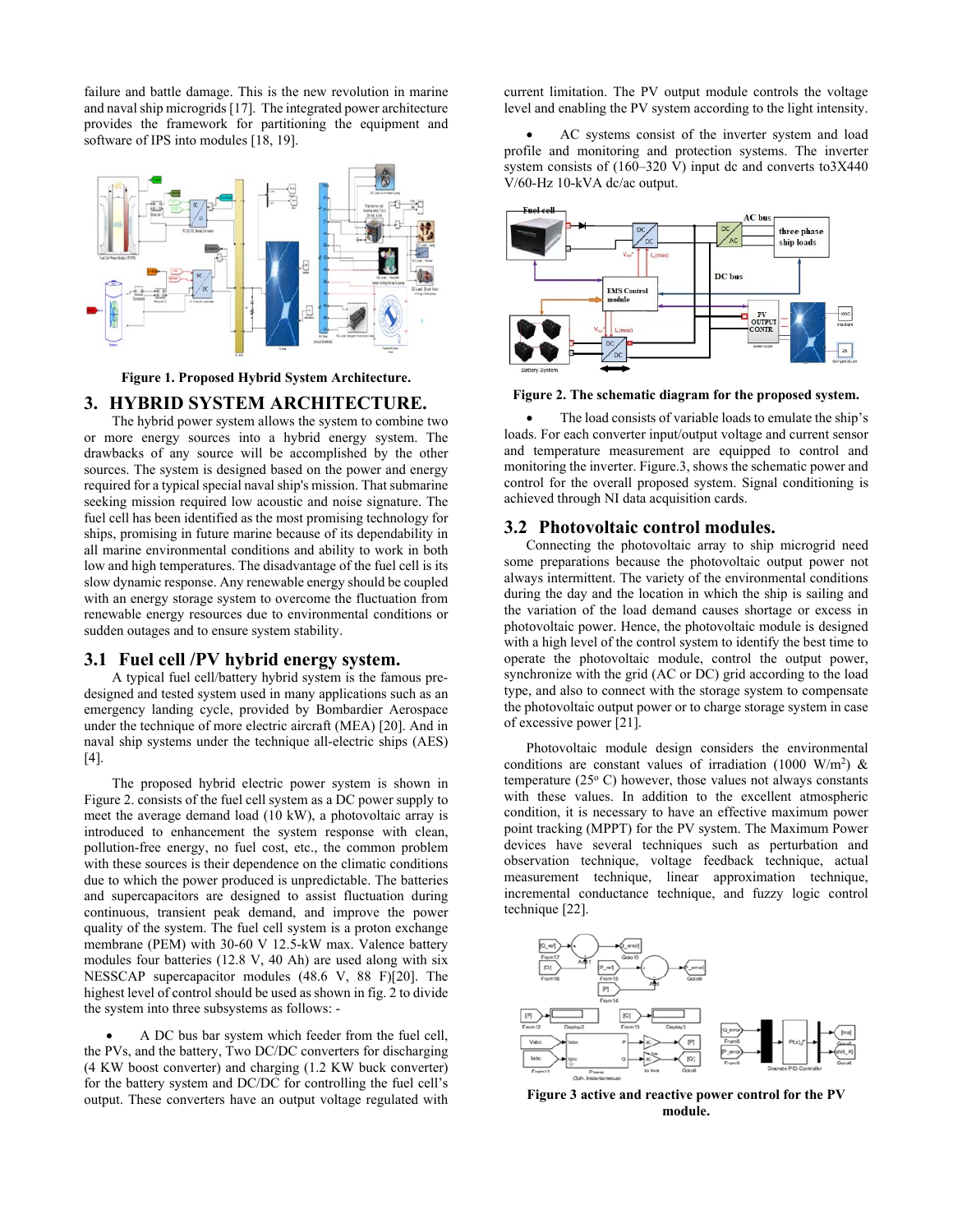failure and battle damage. This is the new revolution in marine and naval ship microgrids [17]. The integrated power architecture provides the framework for partitioning the equipment and software of IPS into modules [18, 19].

**Figure 1. Proposed Hybrid System Architecture.**

## 3. HYBRID SYSTEM ARCHITECTURE.

The hybrid power system allows the system to combine two or more energy sources into a hybrid energy system. The drawbacks of any source will be accomplished by the other sources. The system is designed based on the power and energy required for a typical special naval ship's mission. That submarine seeking mission required low acoustic and noise signature. The fuel cell has been identified as the most promising technology for ships, promising in future marine because of its dependability in all marine environmental conditions and ability to work in both low and high temperatures. The disadvantage of the fuel cell is its slow dynamic response. Any renewable energy should be coupled with an energy storage system to overcome the fluctuation from renewable energy resources due to environmental conditions or sudden outages and to ensure system stability.

### 3.1 Fuel cell /PV hybrid energy system.

A typical fuel cell/battery hybrid system is the famous pre-designed and tested system used in many applications such as an emergency landing cycle, provided by Bombardier Aerospace under the technique of more electric aircraft (MEA) [20]. And in naval ship systems under the technique all-electric ships (AES) [4].

The proposed hybrid electric power system is shown in Figure 2. consists of the fuel cell system as a DC power supply to meet the average demand load (10 kW), a photovoltaic array is introduced to enhancement the system response with clean, pollution-free energy, no fuel cost, etc., the common problem with these sources is their dependence on the climatic conditions due to which the power produced is unpredictable. The batteries and supercapacitors are designed to assist fluctuation during continuous, transient peak demand, and improve the power quality of the system. The fuel cell system is a proton exchange membrane (PEM) with 30-60 V 12.5-kW max. Valence battery modules four batteries (12.8 V, 40 Ah) are used along with six NESSCAP supercapacitor modules (48.6 V, 88 F)[20]. The highest level of control should be used as shown in fig. 2 to divide the system into three subsystems as follows: -

- A DC bus bar system which feeder from the fuel cell, the PVs, and the battery, Two DC/DC converters for discharging (4 KW boost converter) and charging (1.2 KW buck converter) for the battery system and DC/DC for controlling the fuel cell's output. These converters have an output voltage regulated with current limitation. The PV output module controls the voltage level and enabling the PV system according to the light intensity.
- AC systems consist of the inverter system and load profile and monitoring and protection systems. The inverter system consists of (160–320 V) input dc and converts to3X440 V/60-Hz 10-kVA dc/ac output.

**Figure 2. The schematic diagram for the proposed system.**

- The load consists of variable loads to emulate the ship's loads. For each converter input/output voltage and current sensor and temperature measurement are equipped to control and monitoring the inverter. Figure.3, shows the schematic power and control for the overall proposed system. Signal conditioning is achieved through NI data acquisition cards.

### 3.2 Photovoltaic control modules.

Connecting the photovoltaic array to ship microgrid need some preparations because the photovoltaic output power not always intermittent. The variety of the environmental conditions during the day and the location in which the ship is sailing and the variation of the load demand causes shortage or excess in photovoltaic power. Hence, the photovoltaic module is designed with a high level of the control system to identify the best time to operate the photovoltaic module, control the output power, synchronize with the grid (AC or DC) grid according to the load type, and also to connect with the storage system to compensate the photovoltaic output power or to charge storage system in case of excessive power [21].

Photovoltaic module design considers the environmental conditions are constant values of irradiation (1000 W/m$^2$) & temperature (25$^o$ C) however, those values not always constants with these values. In addition to the excellent atmospheric condition, it is necessary to have an effective maximum power point tracking (MPPT) for the PV system. The Maximum Power devices have several techniques such as perturbation and observation technique, voltage feedback technique, actual measurement technique, linear approximation technique, incremental conductance technique, and fuzzy logic control technique [22].

**Figure 3 active and reactive power control for the PV module.**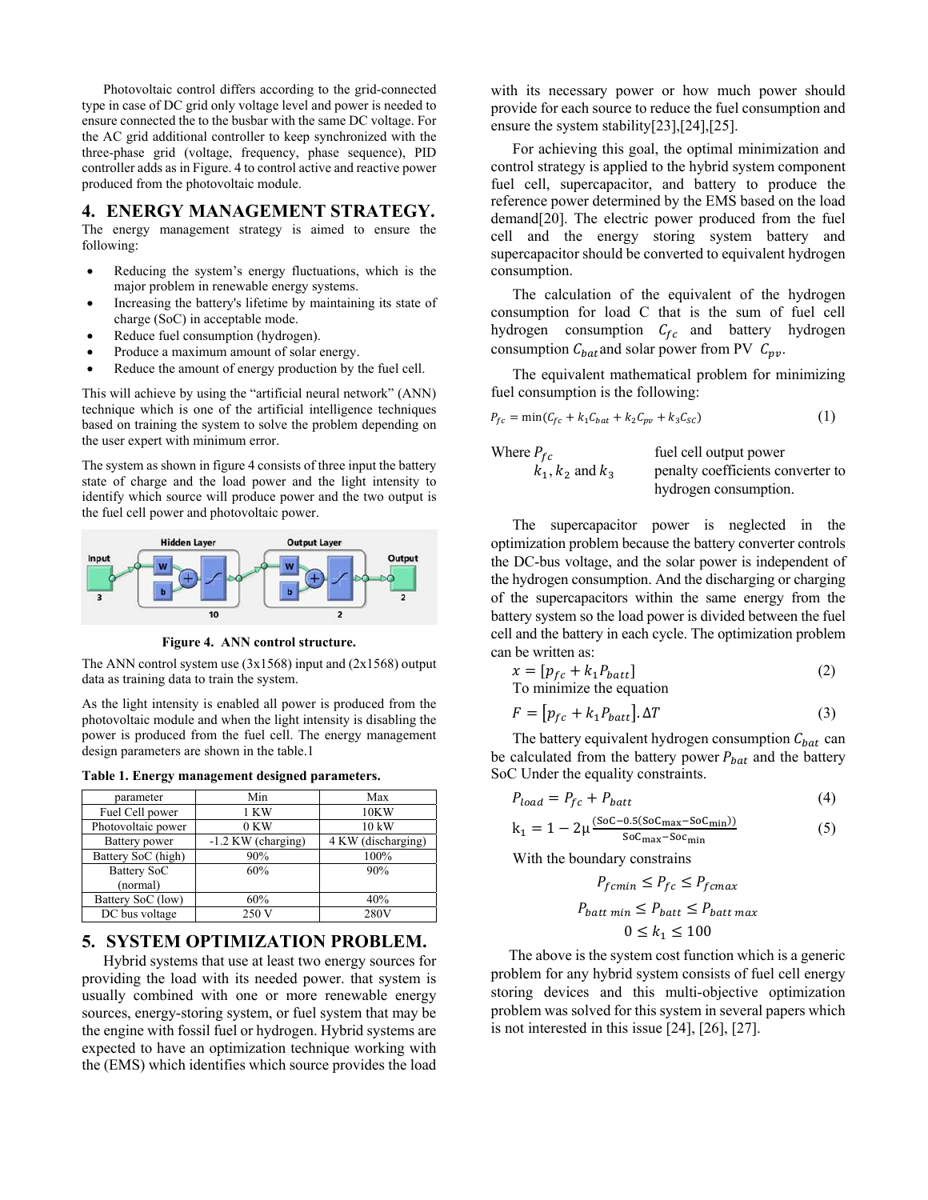Photovoltaic control differs according to the grid-connected type in case of DC grid only voltage level and power is needed to ensure connected the to the busbar with the same DC voltage. For the AC grid additional controller to keep synchronized with the three-phase grid (voltage, frequency, phase sequence), PID controller adds as in Figure. 4 to control active and reactive power produced from the photovoltaic module.

## 4. ENERGY MANAGEMENT STRATEGY.

The energy management strategy is aimed to ensure the following:

- Reducing the system's energy fluctuations, which is the major problem in renewable energy systems.
- Increasing the battery's lifetime by maintaining its state of charge (SoC) in acceptable mode.
- Reduce fuel consumption (hydrogen).
- Produce a maximum amount of solar energy.
- Reduce the amount of energy production by the fuel cell.

This will achieve by using the "artificial neural network" (ANN) technique which is one of the artificial intelligence techniques based on training the system to solve the problem depending on the user expert with minimum error.

The system as shown in figure 4 consists of three input the battery state of charge and the load power and the light intensity to identify which source will produce power and the two output is the fuel cell power and photovoltaic power.

**Figure 4. ANN control structure.**

The ANN control system use (3x1568) input and (2x1568) output data as training data to train the system.

As the light intensity is enabled all power is produced from the photovoltaic module and when the light intensity is disabling the power is produced from the fuel cell. The energy management design parameters are shown in the table.1

**Table 1. Energy management designed parameters.**

| parameter | Min | Max |
| --- | --- | --- |
| Fuel Cell power | 1 KW | 10KW |
| Photovoltaic power | 0 KW | 10 kW |
| Battery power | -1.2 KW (charging) | 4 KW (discharging) |
| Battery SoC (high) | 90% | 100% |
| Battery SoC (normal) | 60% | 90% |
| Battery SoC (low) | 60% | 40% |
| DC bus voltage | 250 V | 280V |

## 5. SYSTEM OPTIMIZATION PROBLEM.

Hybrid systems that use at least two energy sources for providing the load with its needed power. that system is usually combined with one or more renewable energy sources, energy-storing system, or fuel system that may be the engine with fossil fuel or hydrogen. Hybrid systems are expected to have an optimization technique working with the (EMS) which identifies which source provides the load with its necessary power or how much power should provide for each source to reduce the fuel consumption and ensure the system stability[23],[24],[25].

For achieving this goal, the optimal minimization and control strategy is applied to the hybrid system component fuel cell, supercapacitor, and battery to produce the reference power determined by the EMS based on the load demand[20]. The electric power produced from the fuel cell and the energy storing system battery and supercapacitor should be converted to equivalent hydrogen consumption.

The calculation of the equivalent of the hydrogen consumption for load C that is the sum of fuel cell hydrogen consumption $C_{fc}$ and battery hydrogen consumption $C_{bat}$ and solar power from PV $C_{pv}$.

The equivalent mathematical problem for minimizing fuel consumption is the following:

$$P_{fc} = \min(C_{fc} + k_1 C_{bat} + k_2 C_{pv} + k_3 C_{SC}) \tag{1}$$

Where $P_{fc}$ fuel cell output power
$k_1, k_2$ and $k_3$ penalty coefficients converter to hydrogen consumption.

The supercapacitor power is neglected in the optimization problem because the battery converter controls the DC-bus voltage, and the solar power is independent of the hydrogen consumption. And the discharging or charging of the supercapacitors within the same energy from the battery system so the load power is divided between the fuel cell and the battery in each cycle. The optimization problem can be written as:

$$x = [p_{fc} + k_1 P_{batt}] \tag{2}$$

To minimize the equation

$$F = [p_{fc} + k_1 P_{batt}].\Delta T \tag{3}$$

The battery equivalent hydrogen consumption $C_{bat}$ can be calculated from the battery power $P_{bat}$ and the battery SoC Under the equality constraints.

$$P_{load} = P_{fc} + P_{batt} \tag{4}$$

$$\mathrm{k}_1 = 1 - 2\mu \frac{(\mathrm{SoC} - 0.5(\mathrm{SoC}_{\max} - \mathrm{SoC}_{\min}))}{\mathrm{SoC}_{\max} - \mathrm{Soc}_{\min}} \tag{5}$$

With the boundary constrains

$$P_{fcmin} \leq P_{fc} \leq P_{fcmax}$$

$$P_{batt\ min} \leq P_{batt} \leq P_{batt\ max}$$

$$0 \leq k_1 \leq 100$$

The above is the system cost function which is a generic problem for any hybrid system consists of fuel cell energy storing devices and this multi-objective optimization problem was solved for this system in several papers which is not interested in this issue [24], [26], [27].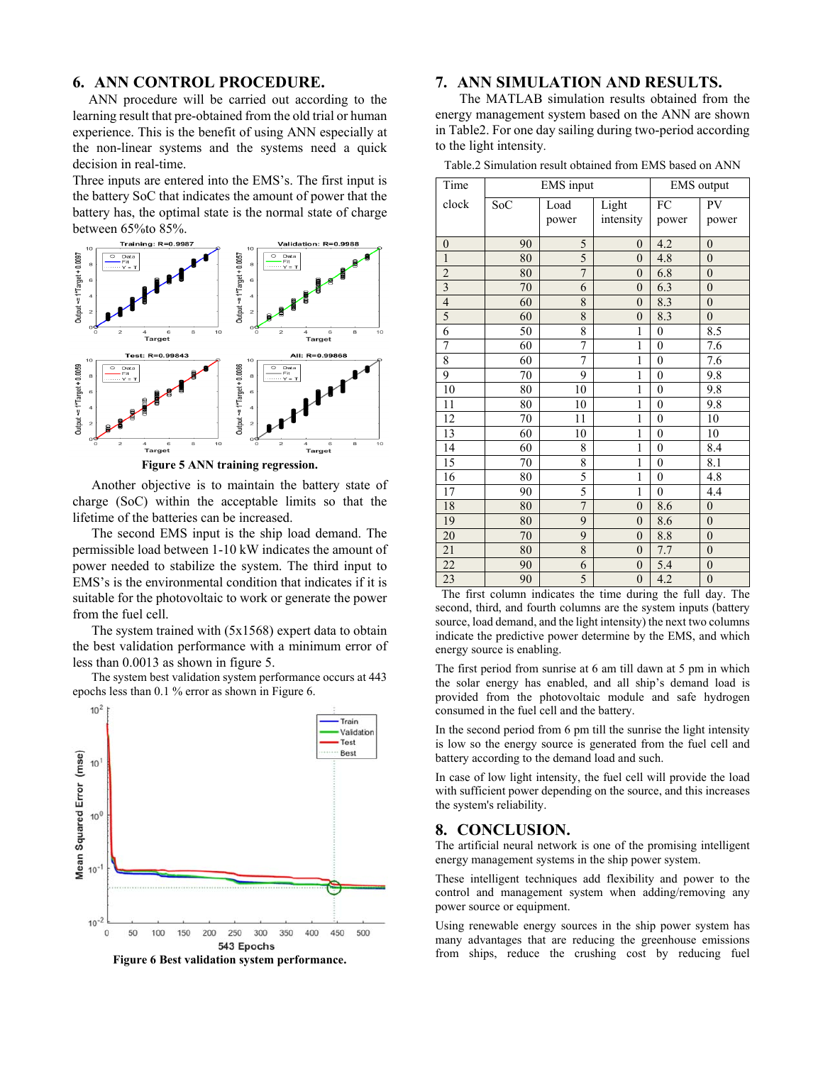## 6. ANN CONTROL PROCEDURE.

ANN procedure will be carried out according to the learning result that pre-obtained from the old trial or human experience. This is the benefit of using ANN especially at the non-linear systems and the systems need a quick decision in real-time.

Three inputs are entered into the EMS's. The first input is the battery SoC that indicates the amount of power that the battery has, the optimal state is the normal state of charge between 65%to 85%.

**Figure 5 ANN training regression.**

Another objective is to maintain the battery state of charge (SoC) within the acceptable limits so that the lifetime of the batteries can be increased.

The second EMS input is the ship load demand. The permissible load between 1-10 kW indicates the amount of power needed to stabilize the system. The third input to EMS's is the environmental condition that indicates if it is suitable for the photovoltaic to work or generate the power from the fuel cell.

The system trained with (5x1568) expert data to obtain the best validation performance with a minimum error of less than 0.0013 as shown in figure 5.

The system best validation system performance occurs at 443 epochs less than 0.1 % error as shown in Figure 6.

**Figure 6 Best validation system performance.**

## 7. ANN SIMULATION AND RESULTS.

The MATLAB simulation results obtained from the energy management system based on the ANN are shown in Table2. For one day sailing during two-period according to the light intensity.

Table.2 Simulation result obtained from EMS based on ANN

| Time clock | EMS input | | | EMS output | |
|---|---|---|---|---|---|
| | SoC | Load power | Light intensity | FC power | PV power |
| 0 | 90 | 5 | 0 | 4.2 | 0 |
| 1 | 80 | 5 | 0 | 4.8 | 0 |
| 2 | 80 | 7 | 0 | 6.8 | 0 |
| 3 | 70 | 6 | 0 | 6.3 | 0 |
| 4 | 60 | 8 | 0 | 8.3 | 0 |
| 5 | 60 | 8 | 0 | 8.3 | 0 |
| 6 | 50 | 8 | 1 | 0 | 8.5 |
| 7 | 60 | 7 | 1 | 0 | 7.6 |
| 8 | 60 | 7 | 1 | 0 | 7.6 |
| 9 | 70 | 9 | 1 | 0 | 9.8 |
| 10 | 80 | 10 | 1 | 0 | 9.8 |
| 11 | 80 | 10 | 1 | 0 | 9.8 |
| 12 | 70 | 11 | 1 | 0 | 10 |
| 13 | 60 | 10 | 1 | 0 | 10 |
| 14 | 60 | 8 | 1 | 0 | 8.4 |
| 15 | 70 | 8 | 1 | 0 | 8.1 |
| 16 | 80 | 5 | 1 | 0 | 4.8 |
| 17 | 90 | 5 | 1 | 0 | 4.4 |
| 18 | 80 | 7 | 0 | 8.6 | 0 |
| 19 | 80 | 9 | 0 | 8.6 | 0 |
| 20 | 70 | 9 | 0 | 8.8 | 0 |
| 21 | 80 | 8 | 0 | 7.7 | 0 |
| 22 | 90 | 6 | 0 | 5.4 | 0 |
| 23 | 90 | 5 | 0 | 4.2 | 0 |

The first column indicates the time during the full day. The second, third, and fourth columns are the system inputs (battery source, load demand, and the light intensity) the next two columns indicate the predictive power determine by the EMS, and which energy source is enabling.

The first period from sunrise at 6 am till dawn at 5 pm in which the solar energy has enabled, and all ship's demand load is provided from the photovoltaic module and safe hydrogen consumed in the fuel cell and the battery.

In the second period from 6 pm till the sunrise the light intensity is low so the energy source is generated from the fuel cell and battery according to the demand load and such.

In case of low light intensity, the fuel cell will provide the load with sufficient power depending on the source, and this increases the system's reliability.

## 8. CONCLUSION.

The artificial neural network is one of the promising intelligent energy management systems in the ship power system.

These intelligent techniques add flexibility and power to the control and management system when adding/removing any power source or equipment.

Using renewable energy sources in the ship power system has many advantages that are reducing the greenhouse emissions from ships, reduce the crushing cost by reducing fuel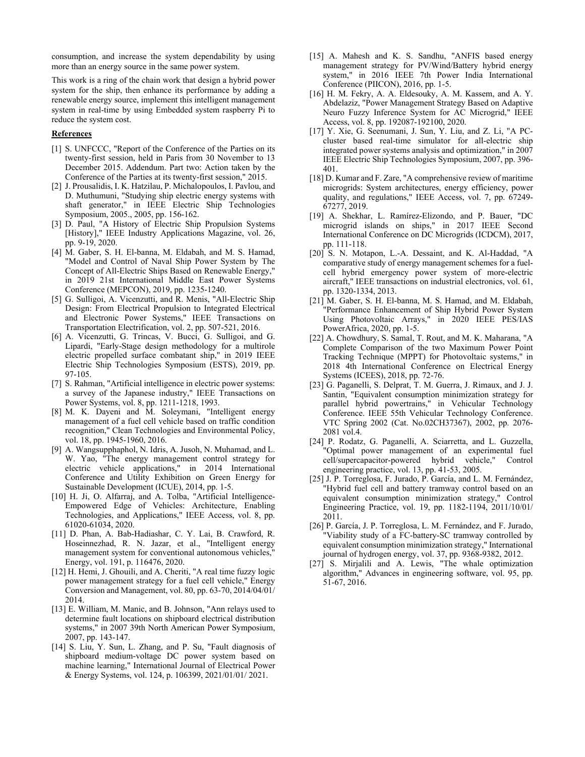consumption, and increase the system dependability by using more than an energy source in the same power system.

This work is a ring of the chain work that design a hybrid power system for the ship, then enhance its performance by adding a renewable energy source, implement this intelligent management system in real-time by using Embedded system raspberry Pi to reduce the system cost.

## References

[1] S. UNFCCC, "Report of the Conference of the Parties on its twenty-first session, held in Paris from 30 November to 13 December 2015. Addendum. Part two: Action taken by the Conference of the Parties at its twenty-first session," 2015.

[2] J. Prousalidis, I. K. Hatzilau, P. Michalopoulos, I. Pavlou, and D. Muthumuni, "Studying ship electric energy systems with shaft generator," in IEEE Electric Ship Technologies Symposium, 2005., 2005, pp. 156-162.

[3] D. Paul, "A History of Electric Ship Propulsion Systems [History]," IEEE Industry Applications Magazine, vol. 26, pp. 9-19, 2020.

[4] M. Gaber, S. H. El-banna, M. Eldabah, and M. S. Hamad, "Model and Control of Naval Ship Power System by The Concept of All-Electric Ships Based on Renewable Energy," in 2019 21st International Middle East Power Systems Conference (MEPCON), 2019, pp. 1235-1240.

[5] G. Sulligoi, A. Vicenzutti, and R. Menis, "All-Electric Ship Design: From Electrical Propulsion to Integrated Electrical and Electronic Power Systems," IEEE Transactions on Transportation Electrification, vol. 2, pp. 507-521, 2016.

[6] A. Vicenzutti, G. Trincas, V. Bucci, G. Sulligoi, and G. Lipardi, "Early-Stage design methodology for a multirole electric propelled surface combatant ship," in 2019 IEEE Electric Ship Technologies Symposium (ESTS), 2019, pp. 97-105.

[7] S. Rahman, "Artificial intelligence in electric power systems: a survey of the Japanese industry," IEEE Transactions on Power Systems, vol. 8, pp. 1211-1218, 1993.

[8] M. K. Dayeni and M. Soleymani, "Intelligent energy management of a fuel cell vehicle based on traffic condition recognition," Clean Technologies and Environmental Policy, vol. 18, pp. 1945-1960, 2016.

[9] A. Wangsupphaphol, N. Idris, A. Jusoh, N. Muhamad, and L. W. Yao, "The energy management control strategy for electric vehicle applications," in 2014 International Conference and Utility Exhibition on Green Energy for Sustainable Development (ICUE), 2014, pp. 1-5.

[10] H. Ji, O. Alfarraj, and A. Tolba, "Artificial Intelligence-Empowered Edge of Vehicles: Architecture, Enabling Technologies, and Applications," IEEE Access, vol. 8, pp. 61020-61034, 2020.

[11] D. Phan, A. Bab-Hadiashar, C. Y. Lai, B. Crawford, R. Hoseinnezhad, R. N. Jazar, et al., "Intelligent energy management system for conventional autonomous vehicles," Energy, vol. 191, p. 116476, 2020.

[12] H. Hemi, J. Ghouili, and A. Cheriti, "A real time fuzzy logic power management strategy for a fuel cell vehicle," Energy Conversion and Management, vol. 80, pp. 63-70, 2014/04/01/ 2014.

[13] E. William, M. Manic, and B. Johnson, "Ann relays used to determine fault locations on shipboard electrical distribution systems," in 2007 39th North American Power Symposium, 2007, pp. 143-147.

[14] S. Liu, Y. Sun, L. Zhang, and P. Su, "Fault diagnosis of shipboard medium-voltage DC power system based on machine learning," International Journal of Electrical Power & Energy Systems, vol. 124, p. 106399, 2021/01/01/ 2021.

[15] A. Mahesh and K. S. Sandhu, "ANFIS based energy management strategy for PV/Wind/Battery hybrid energy system," in 2016 IEEE 7th Power India International Conference (PIICON), 2016, pp. 1-5.

[16] H. M. Fekry, A. A. Eldesouky, A. M. Kassem, and A. Y. Abdelaziz, "Power Management Strategy Based on Adaptive Neuro Fuzzy Inference System for AC Microgrid," IEEE Access, vol. 8, pp. 192087-192100, 2020.

[17] Y. Xie, G. Seenumani, J. Sun, Y. Liu, and Z. Li, "A PC-cluster based real-time simulator for all-electric ship integrated power systems analysis and optimization," in 2007 IEEE Electric Ship Technologies Symposium, 2007, pp. 396-401.

[18] D. Kumar and F. Zare, "A comprehensive review of maritime microgrids: System architectures, energy efficiency, power quality, and regulations," IEEE Access, vol. 7, pp. 67249-67277, 2019.

[19] A. Shekhar, L. Ramírez-Elizondo, and P. Bauer, "DC microgrid islands on ships," in 2017 IEEE Second International Conference on DC Microgrids (ICDCM), 2017, pp. 111-118.

[20] S. N. Motapon, L.-A. Dessaint, and K. Al-Haddad, "A comparative study of energy management schemes for a fuel-cell hybrid emergency power system of more-electric aircraft," IEEE transactions on industrial electronics, vol. 61, pp. 1320-1334, 2013.

[21] M. Gaber, S. H. El-banna, M. S. Hamad, and M. Eldabah, "Performance Enhancement of Ship Hybrid Power System Using Photovoltaic Arrays," in 2020 IEEE PES/IAS PowerAfrica, 2020, pp. 1-5.

[22] A. Chowdhury, S. Samal, T. Rout, and M. K. Maharana, "A Complete Comparison of the two Maximum Power Point Tracking Technique (MPPT) for Photovoltaic systems," in 2018 4th International Conference on Electrical Energy Systems (ICEES), 2018, pp. 72-76.

[23] G. Paganelli, S. Delprat, T. M. Guerra, J. Rimaux, and J. J. Santin, "Equivalent consumption minimization strategy for parallel hybrid powertrains," in Vehicular Technology Conference. IEEE 55th Vehicular Technology Conference. VTC Spring 2002 (Cat. No.02CH37367), 2002, pp. 2076-2081 vol.4.

[24] P. Rodatz, G. Paganelli, A. Sciarretta, and L. Guzzella, "Optimal power management of an experimental fuel cell/supercapacitor-powered hybrid vehicle," Control engineering practice, vol. 13, pp. 41-53, 2005.

[25] J. P. Torreglosa, F. Jurado, P. García, and L. M. Fernández, "Hybrid fuel cell and battery tramway control based on an equivalent consumption minimization strategy," Control Engineering Practice, vol. 19, pp. 1182-1194, 2011/10/01/ 2011.

[26] P. García, J. P. Torreglosa, L. M. Fernández, and F. Jurado, "Viability study of a FC-battery-SC tramway controlled by equivalent consumption minimization strategy," International journal of hydrogen energy, vol. 37, pp. 9368-9382, 2012.

[27] S. Mirjalili and A. Lewis, "The whale optimization algorithm," Advances in engineering software, vol. 95, pp. 51-67, 2016.